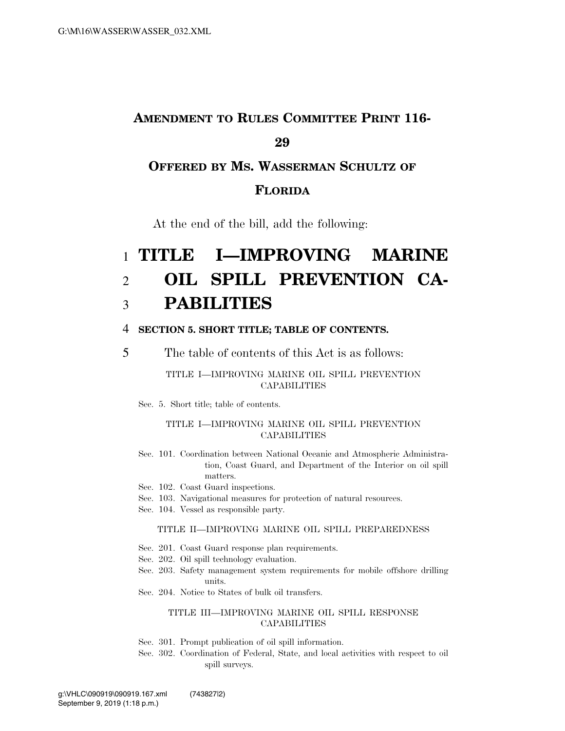**AMENDMENT TO RULES COMMITTEE PRINT 116-29**

**OFFERED BY MS. WASSERMAN SCHULTZ OF FLORIDA**

At the end of the bill, add the following:

1 **TITLE I—IMPROVING MARINE**
2 **OIL SPILL PREVENTION CA-**
3 **PABILITIES**

4 **SECTION 5. SHORT TITLE; TABLE OF CONTENTS.**

5 The table of contents of this Act is as follows:

TITLE I—IMPROVING MARINE OIL SPILL PREVENTION CAPABILITIES

Sec. 5. Short title; table of contents.

TITLE I—IMPROVING MARINE OIL SPILL PREVENTION CAPABILITIES

Sec. 101. Coordination between National Oceanic and Atmospheric Administration, Coast Guard, and Department of the Interior on oil spill matters.
Sec. 102. Coast Guard inspections.
Sec. 103. Navigational measures for protection of natural resources.
Sec. 104. Vessel as responsible party.

TITLE II—IMPROVING MARINE OIL SPILL PREPAREDNESS

Sec. 201. Coast Guard response plan requirements.
Sec. 202. Oil spill technology evaluation.
Sec. 203. Safety management system requirements for mobile offshore drilling units.
Sec. 204. Notice to States of bulk oil transfers.

TITLE III—IMPROVING MARINE OIL SPILL RESPONSE CAPABILITIES

Sec. 301. Prompt publication of oil spill information.
Sec. 302. Coordination of Federal, State, and local activities with respect to oil spill surveys.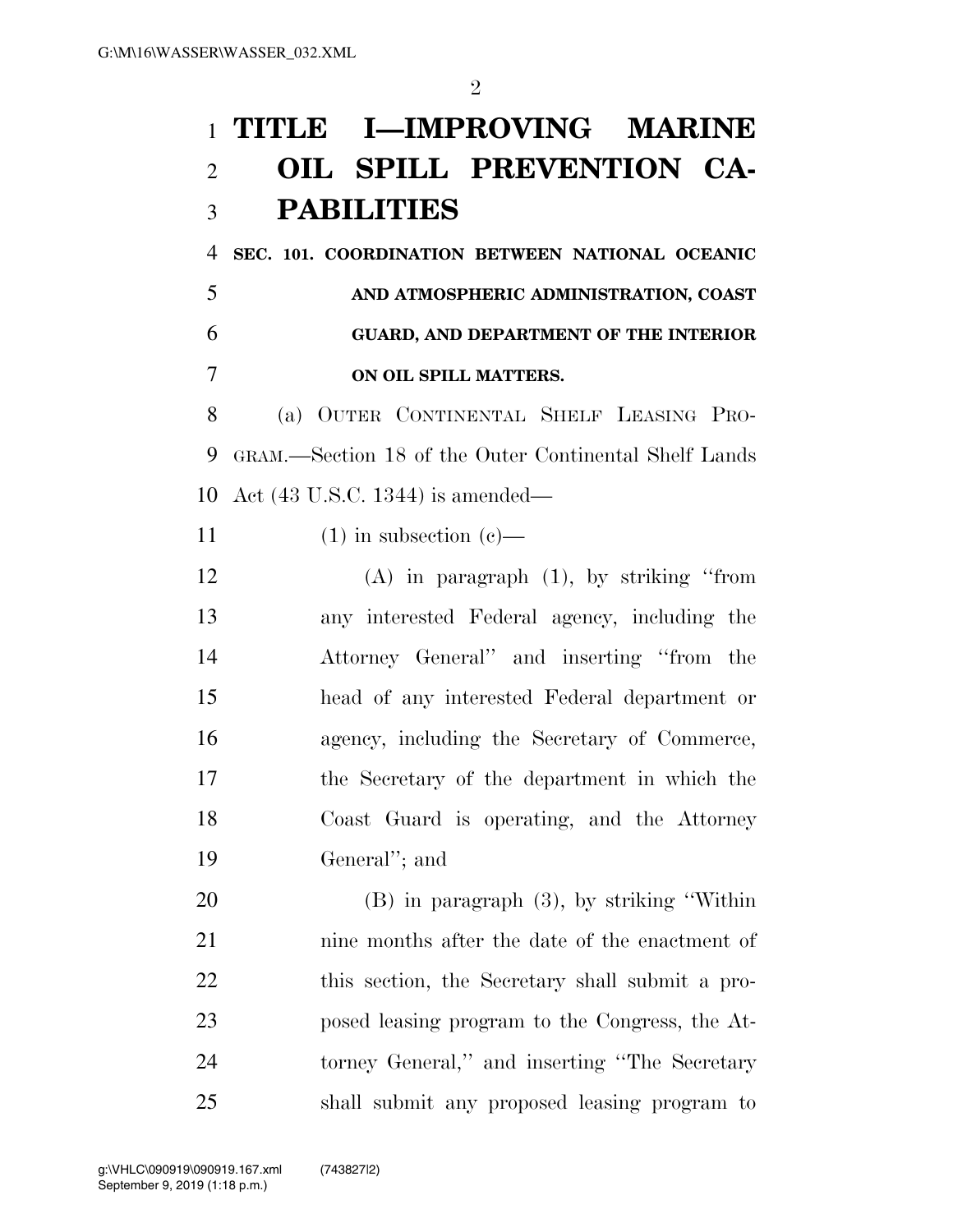# TITLE I—IMPROVING MARINE OIL SPILL PREVENTION CAPABILITIES

**SEC. 101. COORDINATION BETWEEN NATIONAL OCEANIC AND ATMOSPHERIC ADMINISTRATION, COAST GUARD, AND DEPARTMENT OF THE INTERIOR ON OIL SPILL MATTERS.**

(a) OUTER CONTINENTAL SHELF LEASING PROGRAM.—Section 18 of the Outer Continental Shelf Lands Act (43 U.S.C. 1344) is amended—

(1) in subsection (c)—

(A) in paragraph (1), by striking ''from any interested Federal agency, including the Attorney General'' and inserting ''from the head of any interested Federal department or agency, including the Secretary of Commerce, the Secretary of the department in which the Coast Guard is operating, and the Attorney General''; and

(B) in paragraph (3), by striking ''Within nine months after the date of the enactment of this section, the Secretary shall submit a proposed leasing program to the Congress, the Attorney General,'' and inserting ''The Secretary shall submit any proposed leasing program to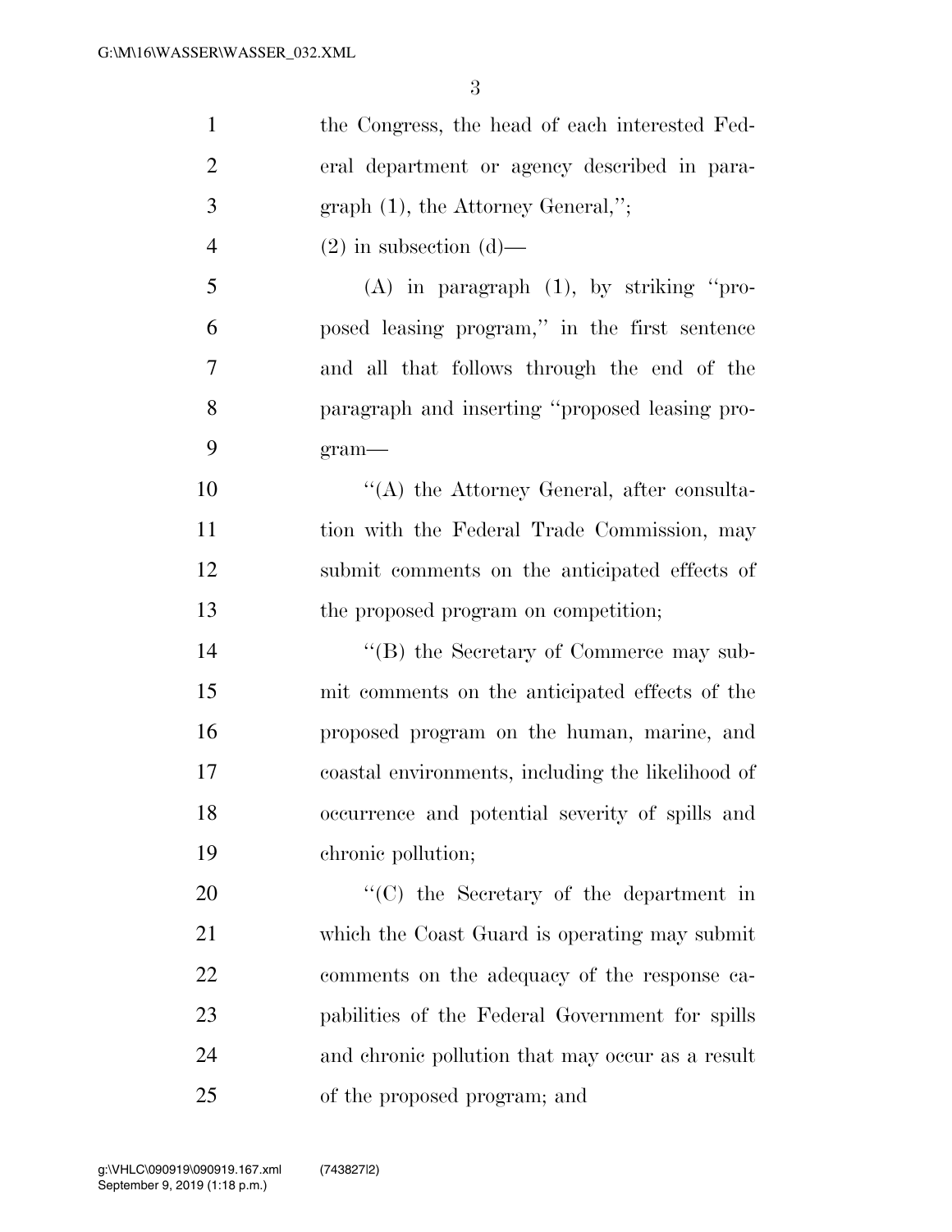the Congress, the head of each interested Federal department or agency described in paragraph (1), the Attorney General,'';

(2) in subsection (d)—

(A) in paragraph (1), by striking ''proposed leasing program,'' in the first sentence and all that follows through the end of the paragraph and inserting ''proposed leasing program—

''(A) the Attorney General, after consultation with the Federal Trade Commission, may submit comments on the anticipated effects of the proposed program on competition;

''(B) the Secretary of Commerce may submit comments on the anticipated effects of the proposed program on the human, marine, and coastal environments, including the likelihood of occurrence and potential severity of spills and chronic pollution;

''(C) the Secretary of the department in which the Coast Guard is operating may submit comments on the adequacy of the response capabilities of the Federal Government for spills and chronic pollution that may occur as a result of the proposed program; and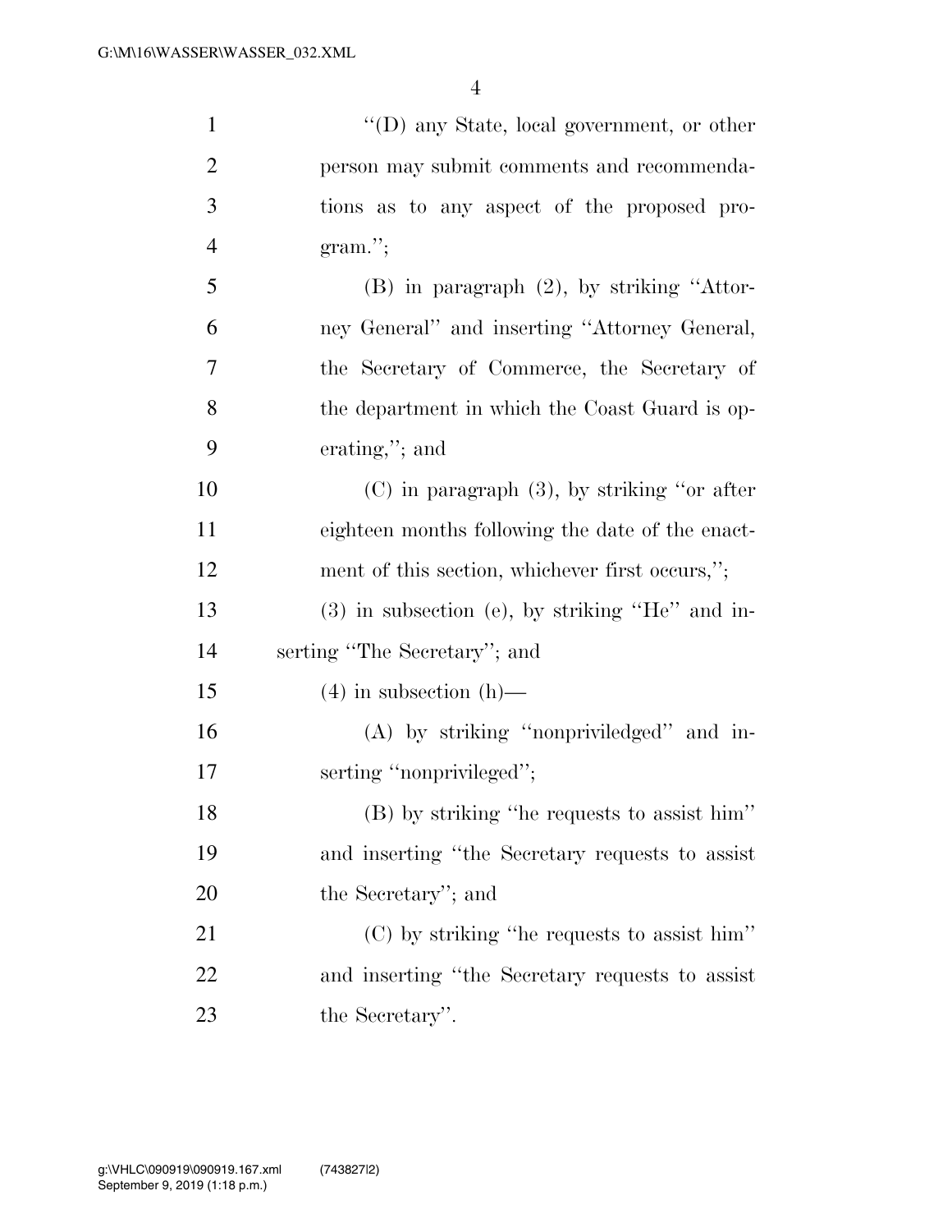''(D) any State, local government, or other person may submit comments and recommendations as to any aspect of the proposed program.'';

(B) in paragraph (2), by striking ''Attorney General'' and inserting ''Attorney General, the Secretary of Commerce, the Secretary of the department in which the Coast Guard is operating,''; and

(C) in paragraph (3), by striking ''or after eighteen months following the date of the enactment of this section, whichever first occurs,'';

(3) in subsection (e), by striking ''He'' and inserting ''The Secretary''; and

(4) in subsection (h)—

(A) by striking ''nonpriviledged'' and inserting ''nonprivileged'';

(B) by striking ''he requests to assist him'' and inserting ''the Secretary requests to assist the Secretary''; and

(C) by striking ''he requests to assist him'' and inserting ''the Secretary requests to assist the Secretary''.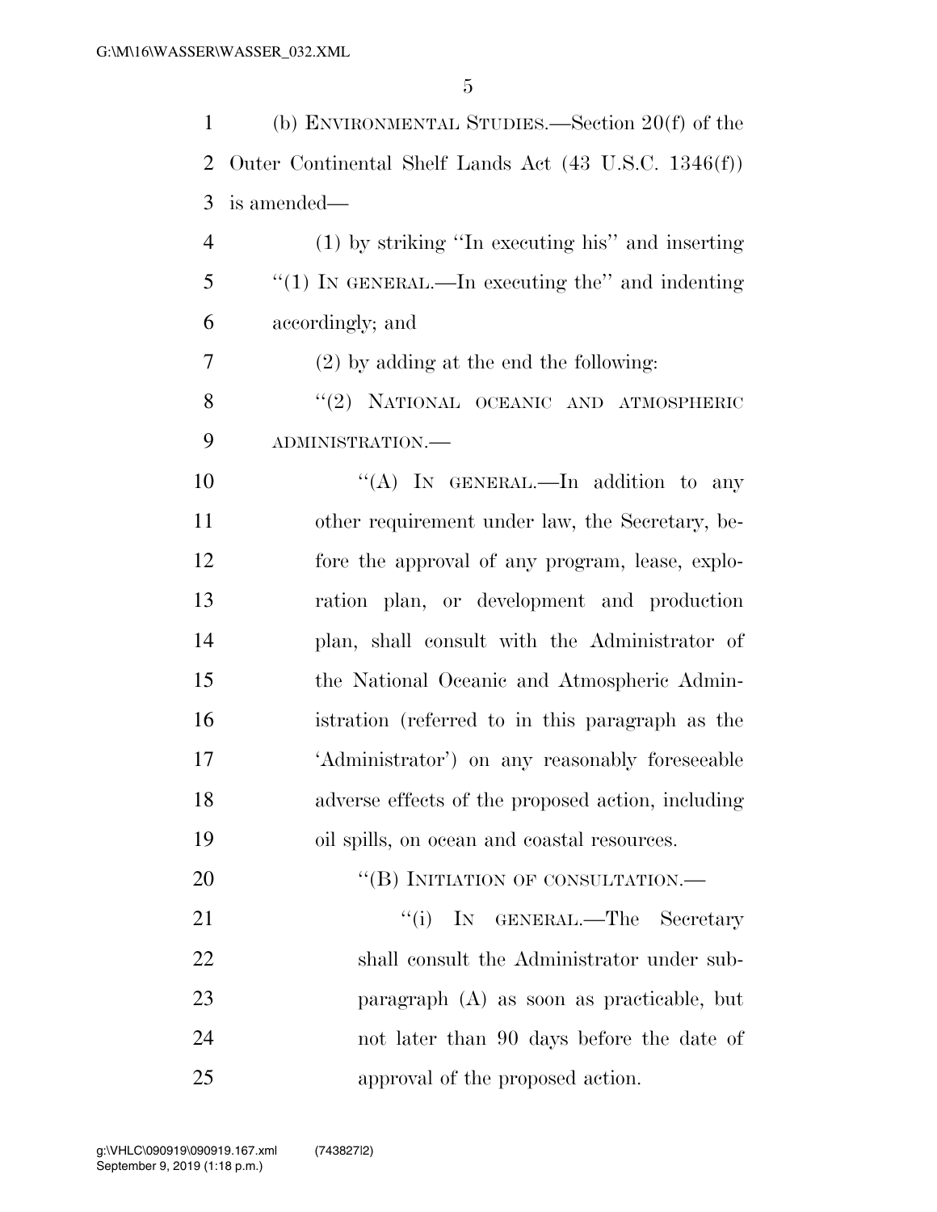(b) ENVIRONMENTAL STUDIES.—Section 20(f) of the Outer Continental Shelf Lands Act (43 U.S.C. 1346(f)) is amended—

(1) by striking ''In executing his'' and inserting ''(1) IN GENERAL.—In executing the'' and indenting accordingly; and

(2) by adding at the end the following:

''(2) NATIONAL OCEANIC AND ATMOSPHERIC ADMINISTRATION.—

''(A) IN GENERAL.—In addition to any other requirement under law, the Secretary, before the approval of any program, lease, exploration plan, or development and production plan, shall consult with the Administrator of the National Oceanic and Atmospheric Administration (referred to in this paragraph as the 'Administrator') on any reasonably foreseeable adverse effects of the proposed action, including oil spills, on ocean and coastal resources.

''(B) INITIATION OF CONSULTATION.—

''(i) IN GENERAL.—The Secretary shall consult the Administrator under subparagraph (A) as soon as practicable, but not later than 90 days before the date of approval of the proposed action.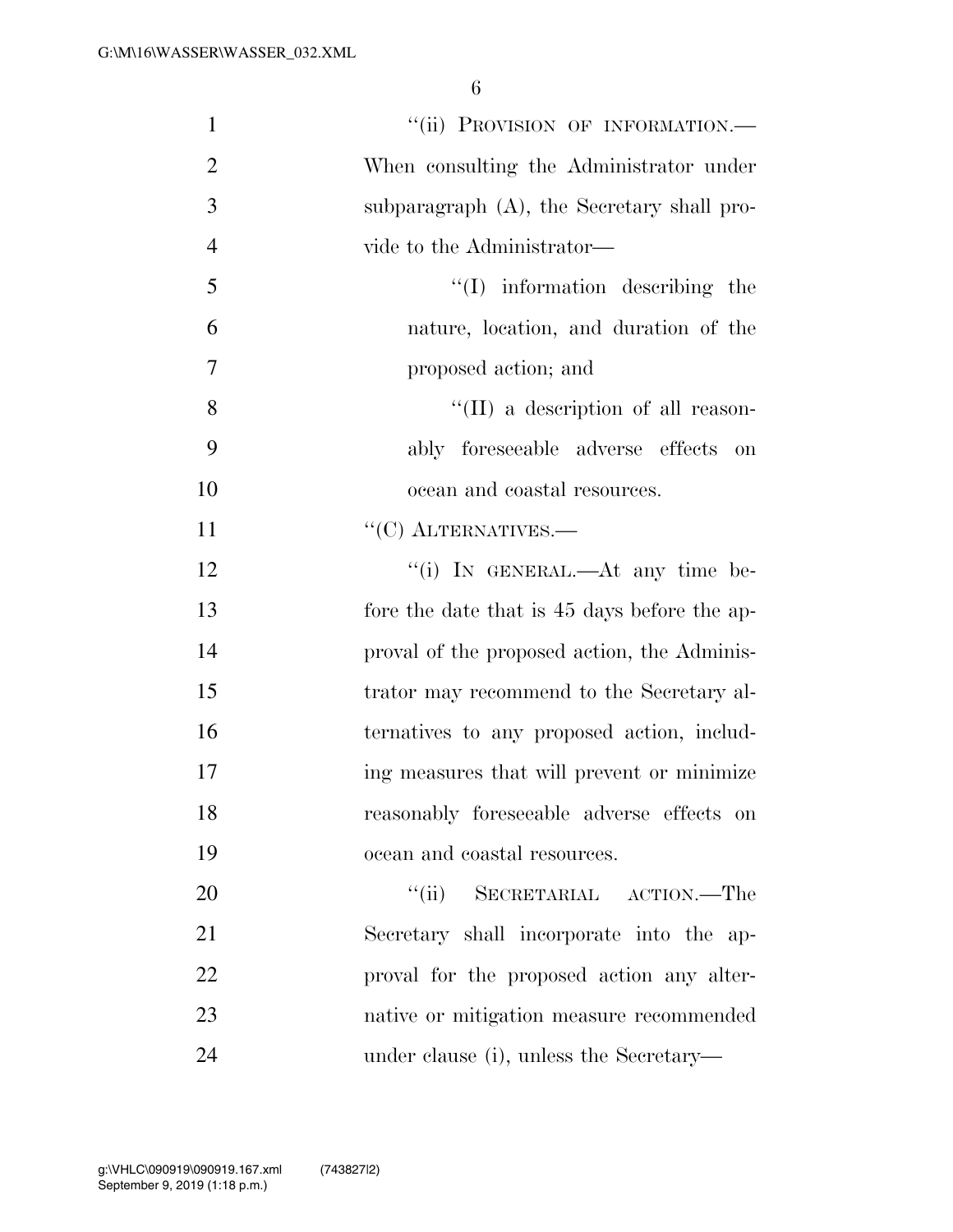"(ii) PROVISION OF INFORMATION.—When consulting the Administrator under subparagraph (A), the Secretary shall provide to the Administrator—

"(I) information describing the nature, location, and duration of the proposed action; and

"(II) a description of all reasonably foreseeable adverse effects on ocean and coastal resources.

"(C) ALTERNATIVES.—

"(i) IN GENERAL.—At any time before the date that is 45 days before the approval of the proposed action, the Administrator may recommend to the Secretary alternatives to any proposed action, including measures that will prevent or minimize reasonably foreseeable adverse effects on ocean and coastal resources.

"(ii) SECRETARIAL ACTION.—The Secretary shall incorporate into the approval for the proposed action any alternative or mitigation measure recommended under clause (i), unless the Secretary—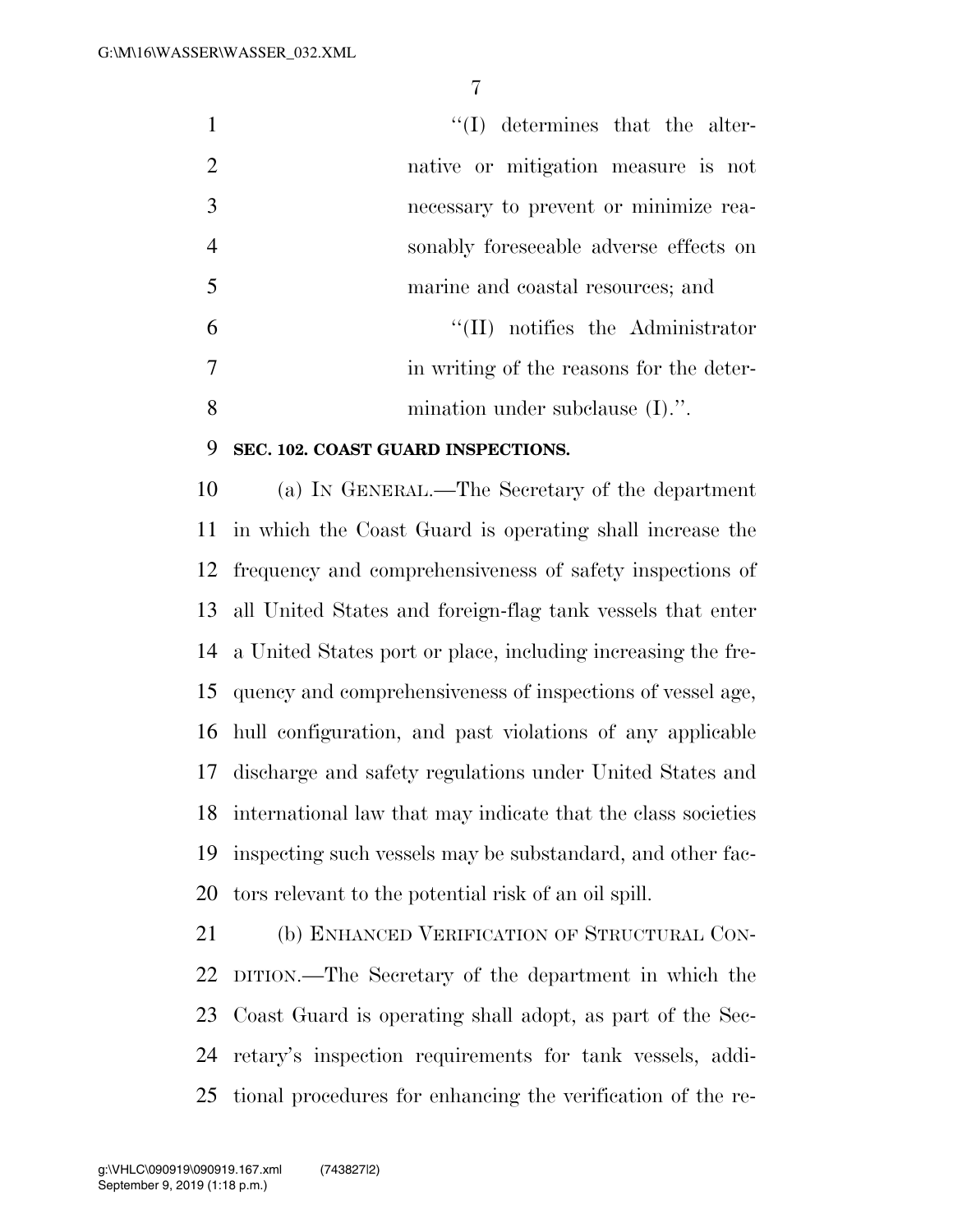"(I) determines that the alternative or mitigation measure is not necessary to prevent or minimize reasonably foreseeable adverse effects on marine and coastal resources; and

"(II) notifies the Administrator in writing of the reasons for the determination under subclause (I).".

**SEC. 102. COAST GUARD INSPECTIONS.**

(a) IN GENERAL.—The Secretary of the department in which the Coast Guard is operating shall increase the frequency and comprehensiveness of safety inspections of all United States and foreign-flag tank vessels that enter a United States port or place, including increasing the frequency and comprehensiveness of inspections of vessel age, hull configuration, and past violations of any applicable discharge and safety regulations under United States and international law that may indicate that the class societies inspecting such vessels may be substandard, and other factors relevant to the potential risk of an oil spill.

(b) ENHANCED VERIFICATION OF STRUCTURAL CONDITION.—The Secretary of the department in which the Coast Guard is operating shall adopt, as part of the Secretary's inspection requirements for tank vessels, additional procedures for enhancing the verification of the re-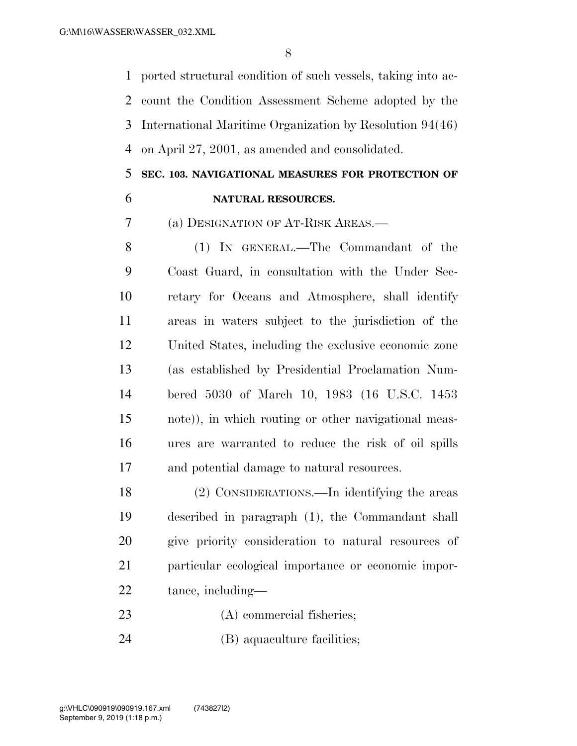ported structural condition of such vessels, taking into account the Condition Assessment Scheme adopted by the International Maritime Organization by Resolution 94(46) on April 27, 2001, as amended and consolidated.

**SEC. 103. NAVIGATIONAL MEASURES FOR PROTECTION OF NATURAL RESOURCES.**

(a) DESIGNATION OF AT-RISK AREAS.—

(1) IN GENERAL.—The Commandant of the Coast Guard, in consultation with the Under Secretary for Oceans and Atmosphere, shall identify areas in waters subject to the jurisdiction of the United States, including the exclusive economic zone (as established by Presidential Proclamation Numbered 5030 of March 10, 1983 (16 U.S.C. 1453 note)), in which routing or other navigational measures are warranted to reduce the risk of oil spills and potential damage to natural resources.

(2) CONSIDERATIONS.—In identifying the areas described in paragraph (1), the Commandant shall give priority consideration to natural resources of particular ecological importance or economic importance, including—

(A) commercial fisheries;

(B) aquaculture facilities;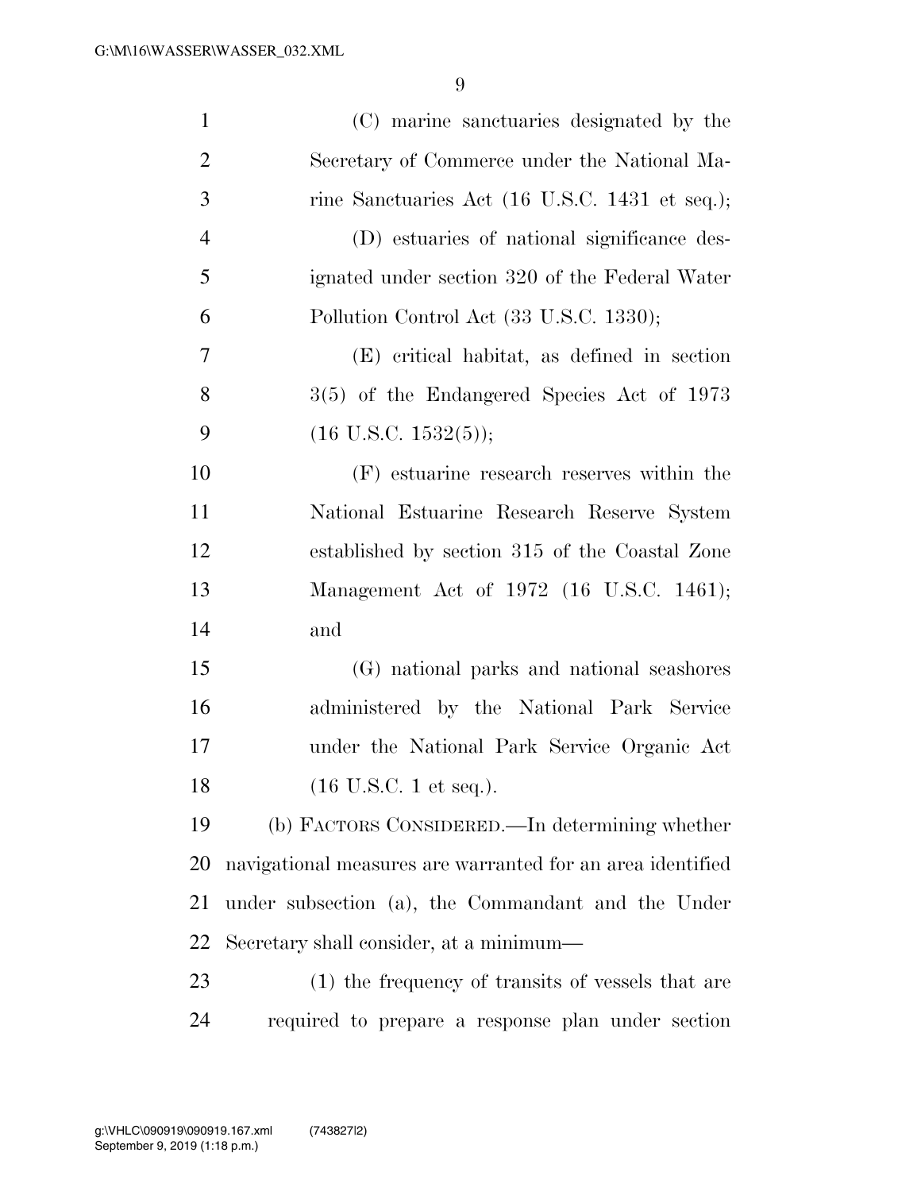(C) marine sanctuaries designated by the Secretary of Commerce under the National Marine Sanctuaries Act (16 U.S.C. 1431 et seq.);

(D) estuaries of national significance designated under section 320 of the Federal Water Pollution Control Act (33 U.S.C. 1330);

(E) critical habitat, as defined in section 3(5) of the Endangered Species Act of 1973 (16 U.S.C. 1532(5));

(F) estuarine research reserves within the National Estuarine Research Reserve System established by section 315 of the Coastal Zone Management Act of 1972 (16 U.S.C. 1461); and

(G) national parks and national seashores administered by the National Park Service under the National Park Service Organic Act (16 U.S.C. 1 et seq.).

(b) FACTORS CONSIDERED.—In determining whether navigational measures are warranted for an area identified under subsection (a), the Commandant and the Under Secretary shall consider, at a minimum—

(1) the frequency of transits of vessels that are required to prepare a response plan under section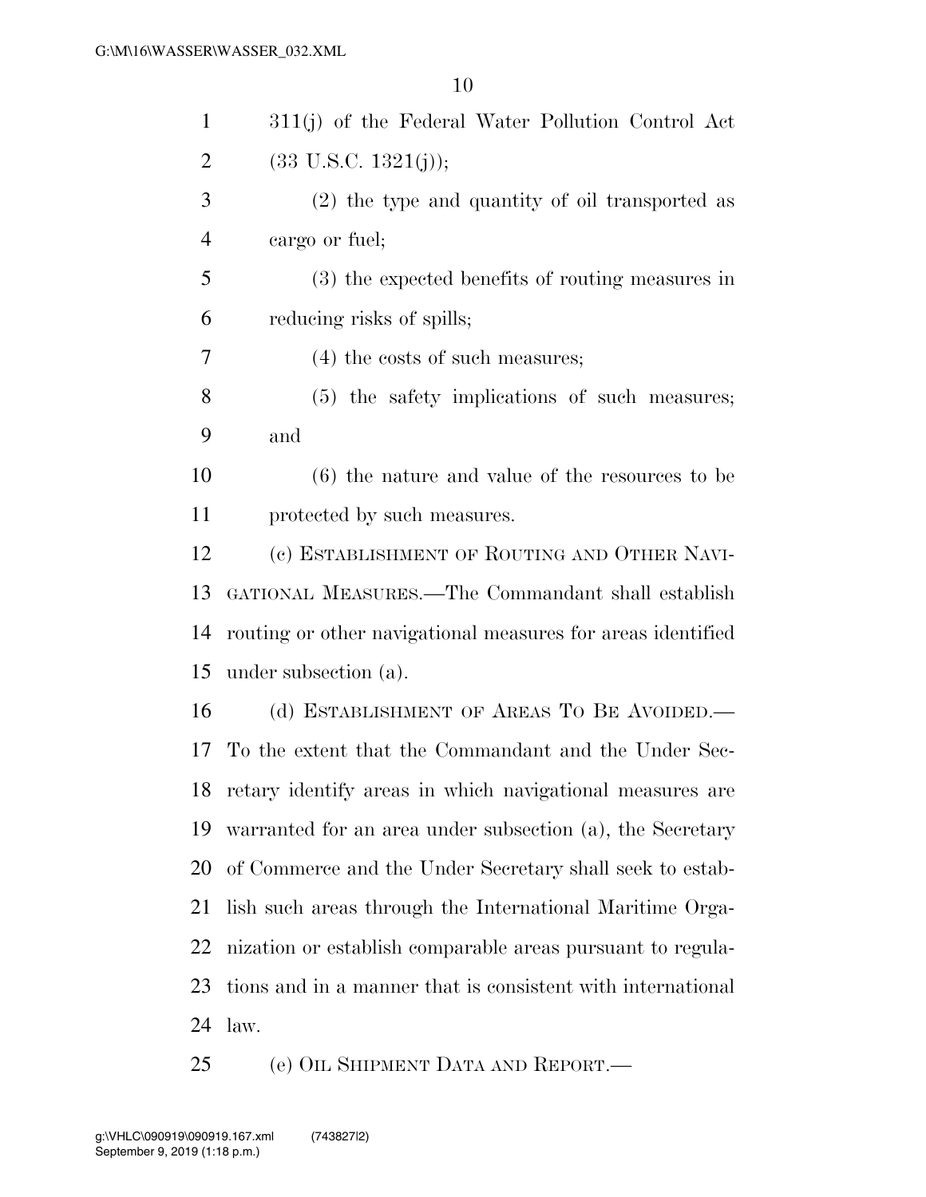311(j) of the Federal Water Pollution Control Act (33 U.S.C. 1321(j));

(2) the type and quantity of oil transported as cargo or fuel;

(3) the expected benefits of routing measures in reducing risks of spills;

(4) the costs of such measures;

(5) the safety implications of such measures; and

(6) the nature and value of the resources to be protected by such measures.

(c) ESTABLISHMENT OF ROUTING AND OTHER NAVIGATIONAL MEASURES.—The Commandant shall establish routing or other navigational measures for areas identified under subsection (a).

(d) ESTABLISHMENT OF AREAS TO BE AVOIDED.—To the extent that the Commandant and the Under Secretary identify areas in which navigational measures are warranted for an area under subsection (a), the Secretary of Commerce and the Under Secretary shall seek to establish such areas through the International Maritime Organization or establish comparable areas pursuant to regulations and in a manner that is consistent with international law.

(e) OIL SHIPMENT DATA AND REPORT.—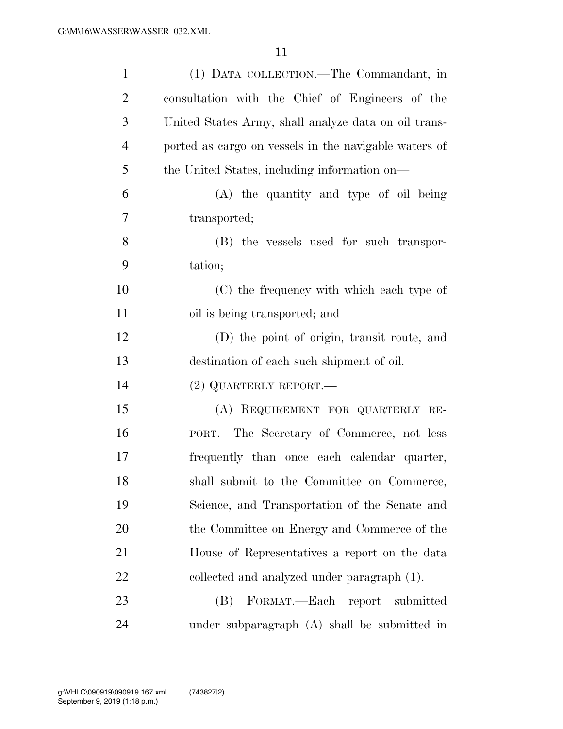(1) DATA COLLECTION.—The Commandant, in consultation with the Chief of Engineers of the United States Army, shall analyze data on oil transported as cargo on vessels in the navigable waters of the United States, including information on—

(A) the quantity and type of oil being transported;

(B) the vessels used for such transportation;

(C) the frequency with which each type of oil is being transported; and

(D) the point of origin, transit route, and destination of each such shipment of oil.

(2) QUARTERLY REPORT.—

(A) REQUIREMENT FOR QUARTERLY REPORT.—The Secretary of Commerce, not less frequently than once each calendar quarter, shall submit to the Committee on Commerce, Science, and Transportation of the Senate and the Committee on Energy and Commerce of the House of Representatives a report on the data collected and analyzed under paragraph (1).

(B) FORMAT.—Each report submitted under subparagraph (A) shall be submitted in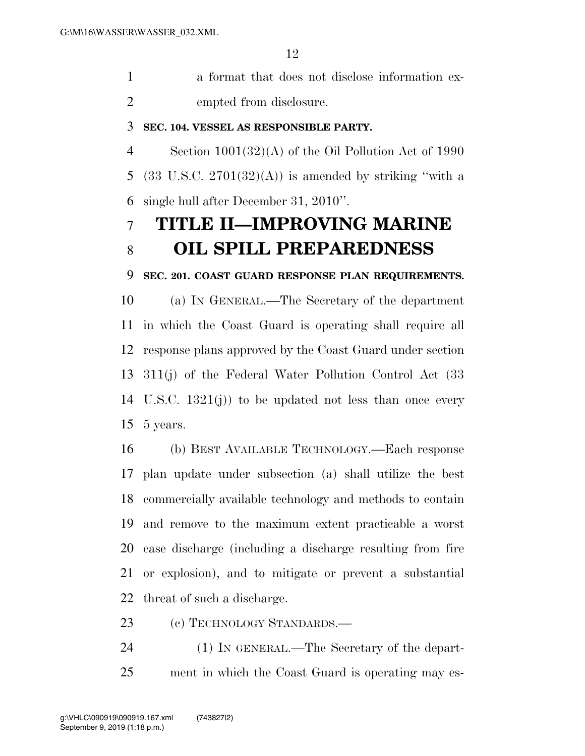a format that does not disclose information exempted from disclosure.

**SEC. 104. VESSEL AS RESPONSIBLE PARTY.**

Section 1001(32)(A) of the Oil Pollution Act of 1990 (33 U.S.C. 2701(32)(A)) is amended by striking "with a single hull after December 31, 2010".

# TITLE II—IMPROVING MARINE OIL SPILL PREPAREDNESS

**SEC. 201. COAST GUARD RESPONSE PLAN REQUIREMENTS.**

(a) IN GENERAL.—The Secretary of the department in which the Coast Guard is operating shall require all response plans approved by the Coast Guard under section 311(j) of the Federal Water Pollution Control Act (33 U.S.C. 1321(j)) to be updated not less than once every 5 years.

(b) BEST AVAILABLE TECHNOLOGY.—Each response plan update under subsection (a) shall utilize the best commercially available technology and methods to contain and remove to the maximum extent practicable a worst case discharge (including a discharge resulting from fire or explosion), and to mitigate or prevent a substantial threat of such a discharge.

(c) TECHNOLOGY STANDARDS.—

(1) IN GENERAL.—The Secretary of the department in which the Coast Guard is operating may es-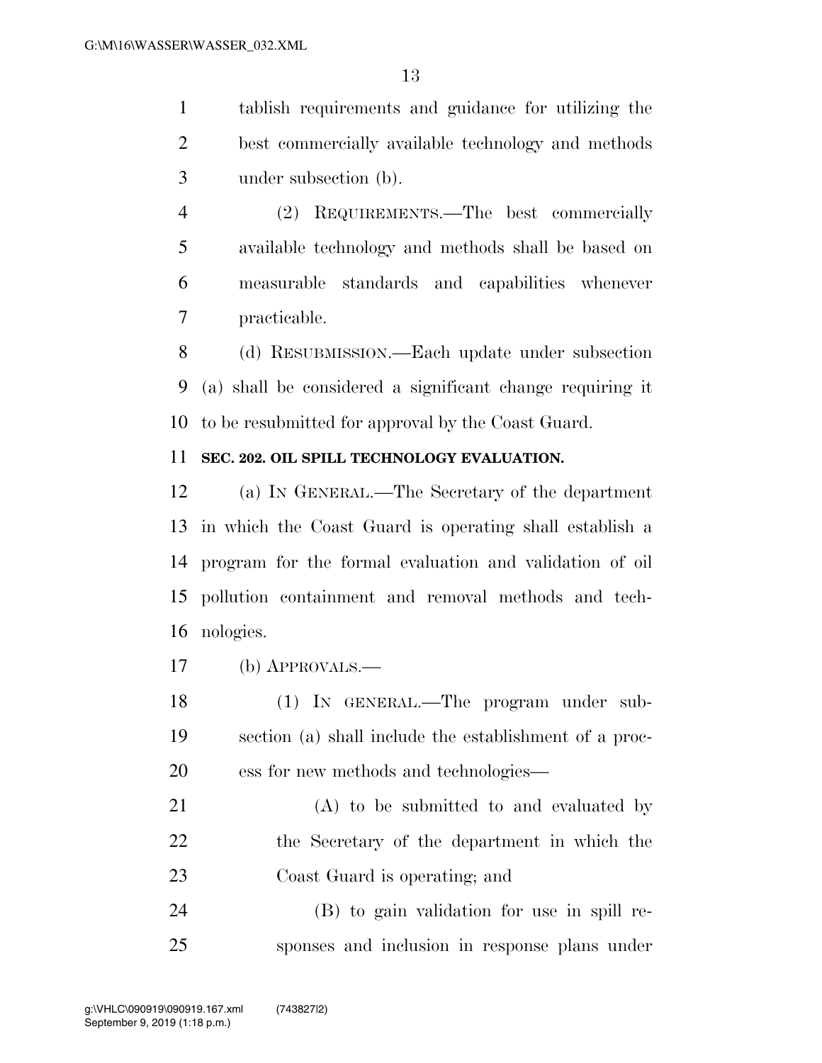tablish requirements and guidance for utilizing the best commercially available technology and methods under subsection (b).

(2) REQUIREMENTS.—The best commercially available technology and methods shall be based on measurable standards and capabilities whenever practicable.

(d) RESUBMISSION.—Each update under subsection (a) shall be considered a significant change requiring it to be resubmitted for approval by the Coast Guard.

**SEC. 202. OIL SPILL TECHNOLOGY EVALUATION.**

(a) IN GENERAL.—The Secretary of the department in which the Coast Guard is operating shall establish a program for the formal evaluation and validation of oil pollution containment and removal methods and technologies.

(b) APPROVALS.—

(1) IN GENERAL.—The program under subsection (a) shall include the establishment of a process for new methods and technologies—

(A) to be submitted to and evaluated by the Secretary of the department in which the Coast Guard is operating; and

(B) to gain validation for use in spill responses and inclusion in response plans under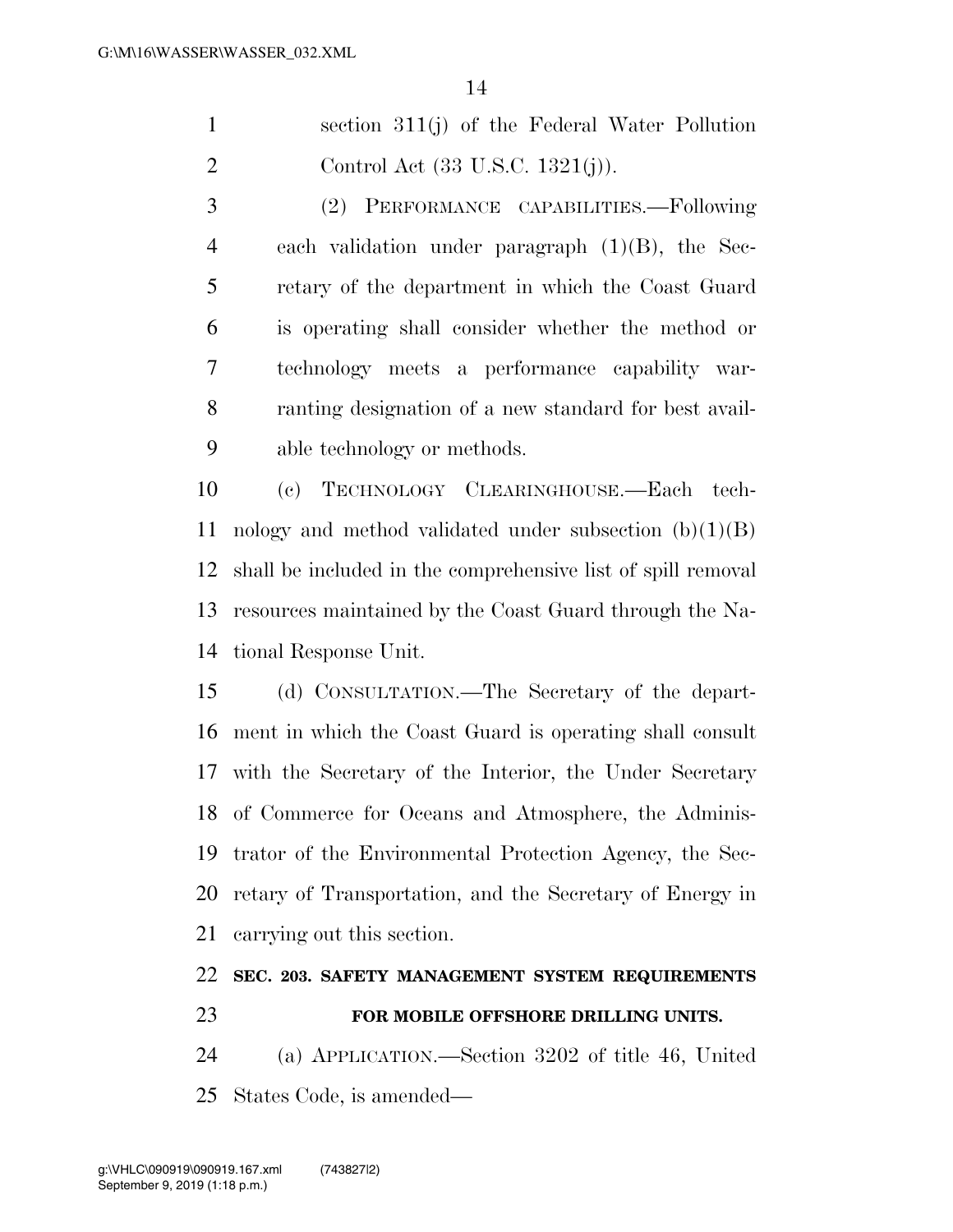section 311(j) of the Federal Water Pollution Control Act (33 U.S.C. 1321(j)).

(2) PERFORMANCE CAPABILITIES.—Following each validation under paragraph (1)(B), the Secretary of the department in which the Coast Guard is operating shall consider whether the method or technology meets a performance capability warranting designation of a new standard for best available technology or methods.

(c) TECHNOLOGY CLEARINGHOUSE.—Each technology and method validated under subsection (b)(1)(B) shall be included in the comprehensive list of spill removal resources maintained by the Coast Guard through the National Response Unit.

(d) CONSULTATION.—The Secretary of the department in which the Coast Guard is operating shall consult with the Secretary of the Interior, the Under Secretary of Commerce for Oceans and Atmosphere, the Administrator of the Environmental Protection Agency, the Secretary of Transportation, and the Secretary of Energy in carrying out this section.

**SEC. 203. SAFETY MANAGEMENT SYSTEM REQUIREMENTS FOR MOBILE OFFSHORE DRILLING UNITS.**

(a) APPLICATION.—Section 3202 of title 46, United States Code, is amended—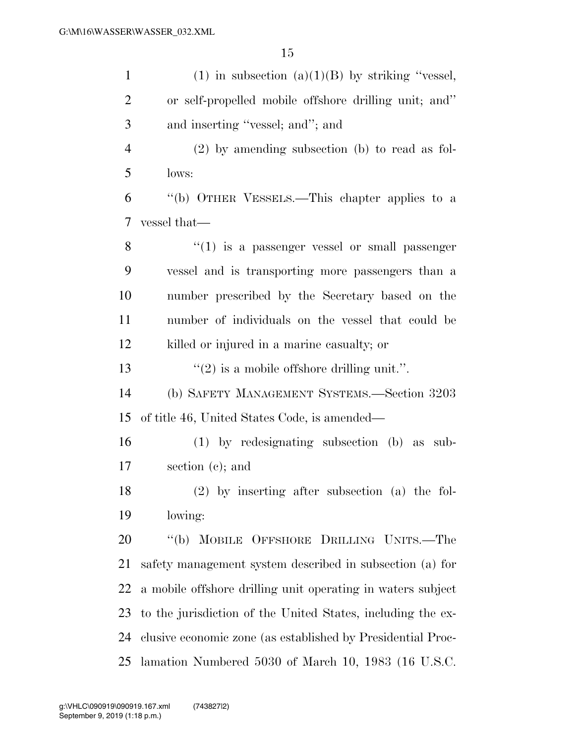(1) in subsection (a)(1)(B) by striking "vessel, or self-propelled mobile offshore drilling unit; and" and inserting "vessel; and"; and

(2) by amending subsection (b) to read as follows:

"(b) OTHER VESSELS.—This chapter applies to a vessel that—

"(1) is a passenger vessel or small passenger vessel and is transporting more passengers than a number prescribed by the Secretary based on the number of individuals on the vessel that could be killed or injured in a marine casualty; or

"(2) is a mobile offshore drilling unit.".

(b) SAFETY MANAGEMENT SYSTEMS.—Section 3203 of title 46, United States Code, is amended—

(1) by redesignating subsection (b) as subsection (c); and

(2) by inserting after subsection (a) the following:

"(b) MOBILE OFFSHORE DRILLING UNITS.—The safety management system described in subsection (a) for a mobile offshore drilling unit operating in waters subject to the jurisdiction of the United States, including the exclusive economic zone (as established by Presidential Proclamation Numbered 5030 of March 10, 1983 (16 U.S.C.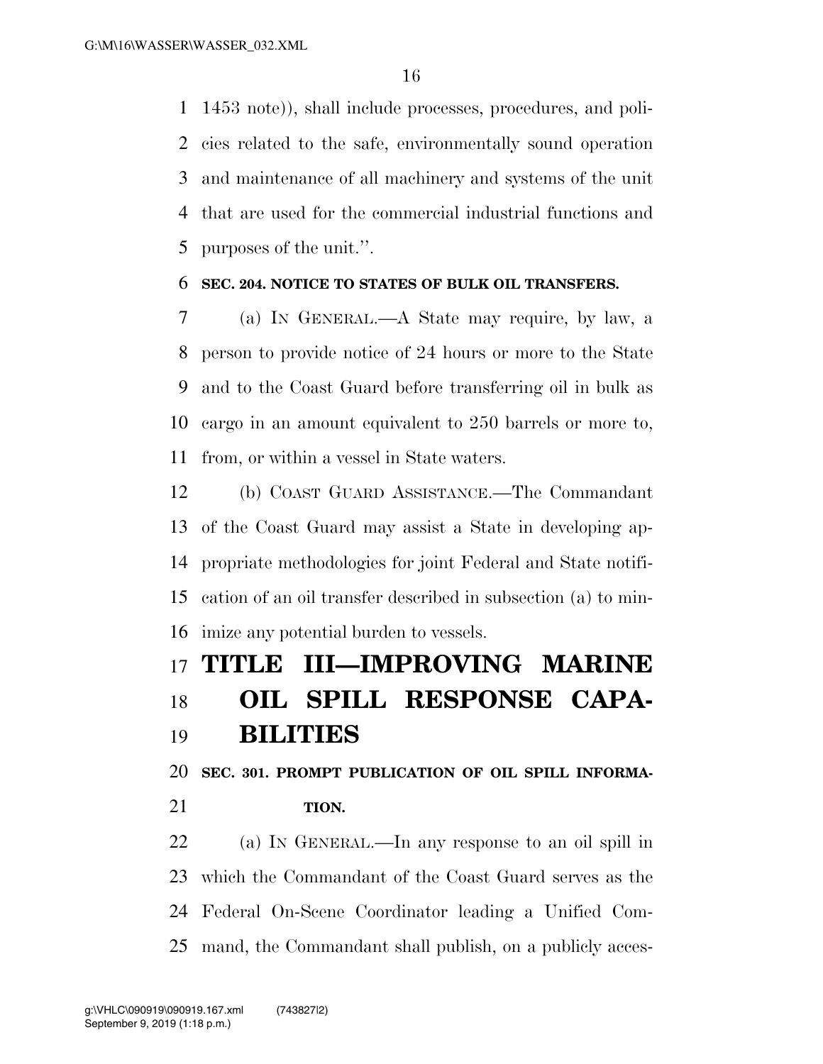1453 note)), shall include processes, procedures, and policies related to the safe, environmentally sound operation and maintenance of all machinery and systems of the unit that are used for the commercial industrial functions and purposes of the unit.''.

### SEC. 204. NOTICE TO STATES OF BULK OIL TRANSFERS.

(a) IN GENERAL.—A State may require, by law, a person to provide notice of 24 hours or more to the State and to the Coast Guard before transferring oil in bulk as cargo in an amount equivalent to 250 barrels or more to, from, or within a vessel in State waters.

(b) COAST GUARD ASSISTANCE.—The Commandant of the Coast Guard may assist a State in developing appropriate methodologies for joint Federal and State notification of an oil transfer described in subsection (a) to minimize any potential burden to vessels.

# TITLE III—IMPROVING MARINE OIL SPILL RESPONSE CAPABILITIES

### SEC. 301. PROMPT PUBLICATION OF OIL SPILL INFORMATION.

(a) IN GENERAL.—In any response to an oil spill in which the Commandant of the Coast Guard serves as the Federal On-Scene Coordinator leading a Unified Command, the Commandant shall publish, on a publicly acces-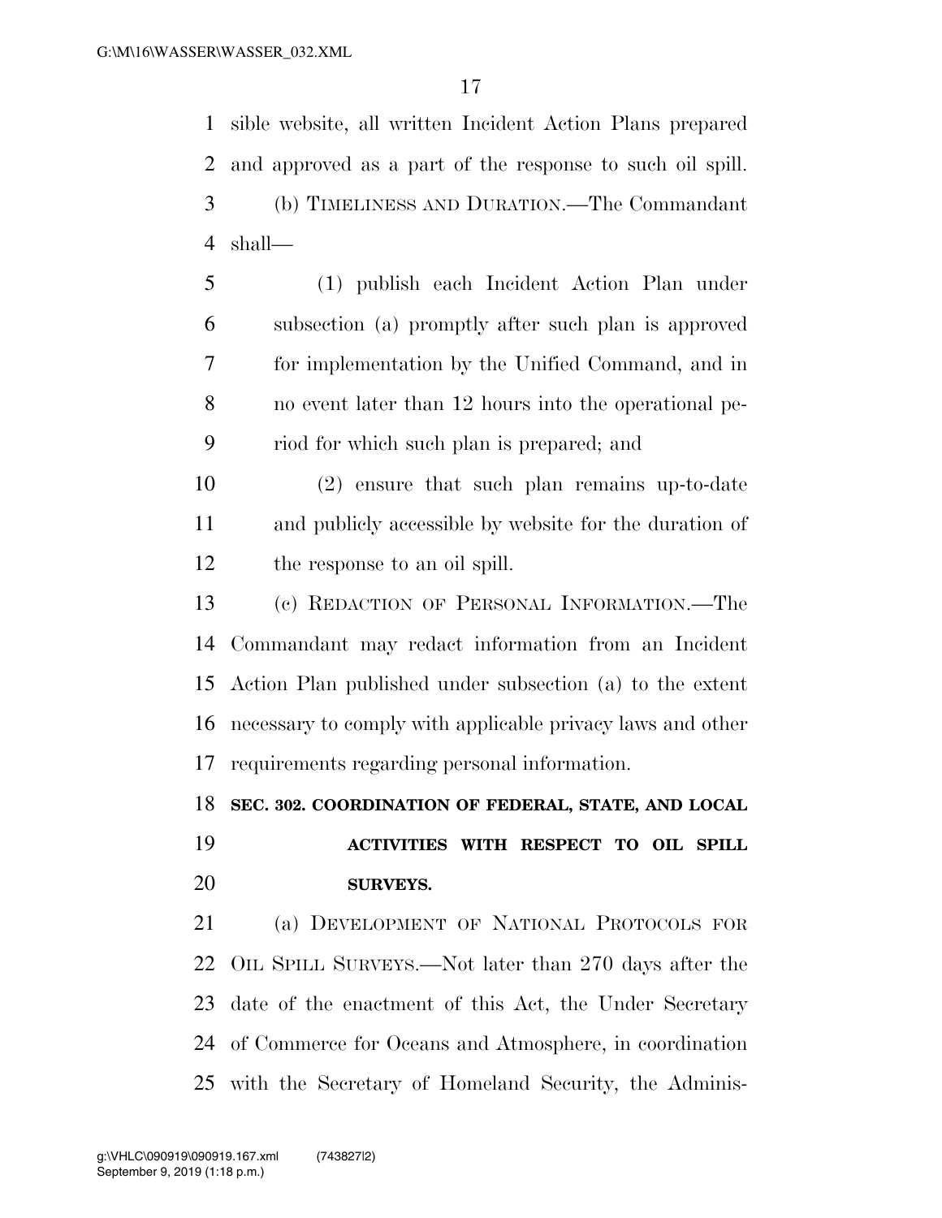sible website, all written Incident Action Plans prepared and approved as a part of the response to such oil spill.

(b) TIMELINESS AND DURATION.—The Commandant shall—

(1) publish each Incident Action Plan under subsection (a) promptly after such plan is approved for implementation by the Unified Command, and in no event later than 12 hours into the operational period for which such plan is prepared; and

(2) ensure that such plan remains up-to-date and publicly accessible by website for the duration of the response to an oil spill.

(c) REDACTION OF PERSONAL INFORMATION.—The Commandant may redact information from an Incident Action Plan published under subsection (a) to the extent necessary to comply with applicable privacy laws and other requirements regarding personal information.

**SEC. 302. COORDINATION OF FEDERAL, STATE, AND LOCAL ACTIVITIES WITH RESPECT TO OIL SPILL SURVEYS.**

(a) DEVELOPMENT OF NATIONAL PROTOCOLS FOR OIL SPILL SURVEYS.—Not later than 270 days after the date of the enactment of this Act, the Under Secretary of Commerce for Oceans and Atmosphere, in coordination with the Secretary of Homeland Security, the Adminis-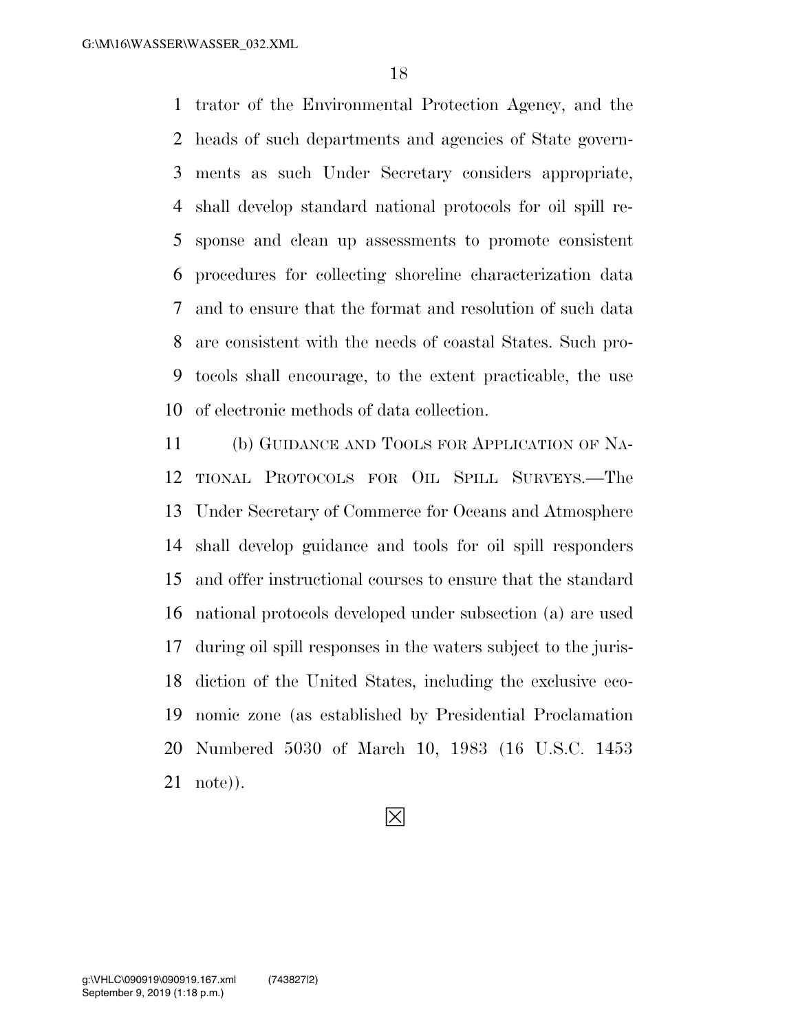trator of the Environmental Protection Agency, and the heads of such departments and agencies of State governments as such Under Secretary considers appropriate, shall develop standard national protocols for oil spill response and clean up assessments to promote consistent procedures for collecting shoreline characterization data and to ensure that the format and resolution of such data are consistent with the needs of coastal States. Such protocols shall encourage, to the extent practicable, the use of electronic methods of data collection.

(b) GUIDANCE AND TOOLS FOR APPLICATION OF NATIONAL PROTOCOLS FOR OIL SPILL SURVEYS.—The Under Secretary of Commerce for Oceans and Atmosphere shall develop guidance and tools for oil spill responders and offer instructional courses to ensure that the standard national protocols developed under subsection (a) are used during oil spill responses in the waters subject to the jurisdiction of the United States, including the exclusive economic zone (as established by Presidential Proclamation Numbered 5030 of March 10, 1983 (16 U.S.C. 1453 note)).